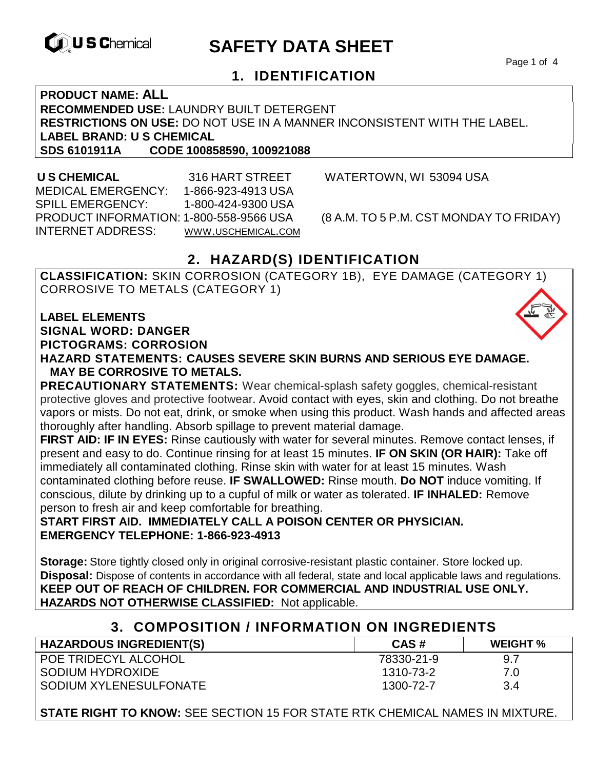# SAFETY DATA SHEET

## 1. IDENTIFICATION

**PRODUCT NAME: ALL**
**RECOMMENDED USE:** LAUNDRY BUILT DETERGENT
**RESTRICTIONS ON USE:** DO NOT USE IN A MANNER INCONSISTENT WITH THE LABEL.
**LABEL BRAND: U S CHEMICAL**
**SDS 6101911A CODE 100858590, 100921088**

**U S CHEMICAL** 316 HART STREET WATERTOWN, WI 53094 USA
MEDICAL EMERGENCY: 1-866-923-4913 USA
SPILL EMERGENCY: 1-800-424-9300 USA
PRODUCT INFORMATION: 1-800-558-9566 USA (8 A.M. TO 5 P.M. CST MONDAY TO FRIDAY)
INTERNET ADDRESS: WWW.USCHEMICAL.COM

## 2. HAZARD(S) IDENTIFICATION

**CLASSIFICATION:** SKIN CORROSION (CATEGORY 1B), EYE DAMAGE (CATEGORY 1) CORROSIVE TO METALS (CATEGORY 1)

**LABEL ELEMENTS**
**SIGNAL WORD: DANGER**
**PICTOGRAMS: CORROSION**
**HAZARD STATEMENTS: CAUSES SEVERE SKIN BURNS AND SERIOUS EYE DAMAGE. MAY BE CORROSIVE TO METALS.**

**PRECAUTIONARY STATEMENTS:** Wear chemical-splash safety goggles, chemical-resistant protective gloves and protective footwear. Avoid contact with eyes, skin and clothing. Do not breathe vapors or mists. Do not eat, drink, or smoke when using this product. Wash hands and affected areas thoroughly after handling. Absorb spillage to prevent material damage.

**FIRST AID: IF IN EYES:** Rinse cautiously with water for several minutes. Remove contact lenses, if present and easy to do. Continue rinsing for at least 15 minutes. **IF ON SKIN (OR HAIR):** Take off immediately all contaminated clothing. Rinse skin with water for at least 15 minutes. Wash contaminated clothing before reuse. **IF SWALLOWED:** Rinse mouth. **Do NOT** induce vomiting. If conscious, dilute by drinking up to a cupful of milk or water as tolerated. **IF INHALED:** Remove person to fresh air and keep comfortable for breathing.

**START FIRST AID. IMMEDIATELY CALL A POISON CENTER OR PHYSICIAN.**
**EMERGENCY TELEPHONE: 1-866-923-4913**

**Storage:** Store tightly closed only in original corrosive-resistant plastic container. Store locked up.
**Disposal:** Dispose of contents in accordance with all federal, state and local applicable laws and regulations.
**KEEP OUT OF REACH OF CHILDREN. FOR COMMERCIAL AND INDUSTRIAL USE ONLY.**
**HAZARDS NOT OTHERWISE CLASSIFIED:** Not applicable.

## 3. COMPOSITION / INFORMATION ON INGREDIENTS

| HAZARDOUS INGREDIENT(S) | CAS # | WEIGHT % |
|---|---|---|
| POE TRIDECYL ALCOHOL | 78330-21-9 | 9.7 |
| SODIUM HYDROXIDE | 1310-73-2 | 7.0 |
| SODIUM XYLENESULFONATE | 1300-72-7 | 3.4 |

**STATE RIGHT TO KNOW:** SEE SECTION 15 FOR STATE RTK CHEMICAL NAMES IN MIXTURE.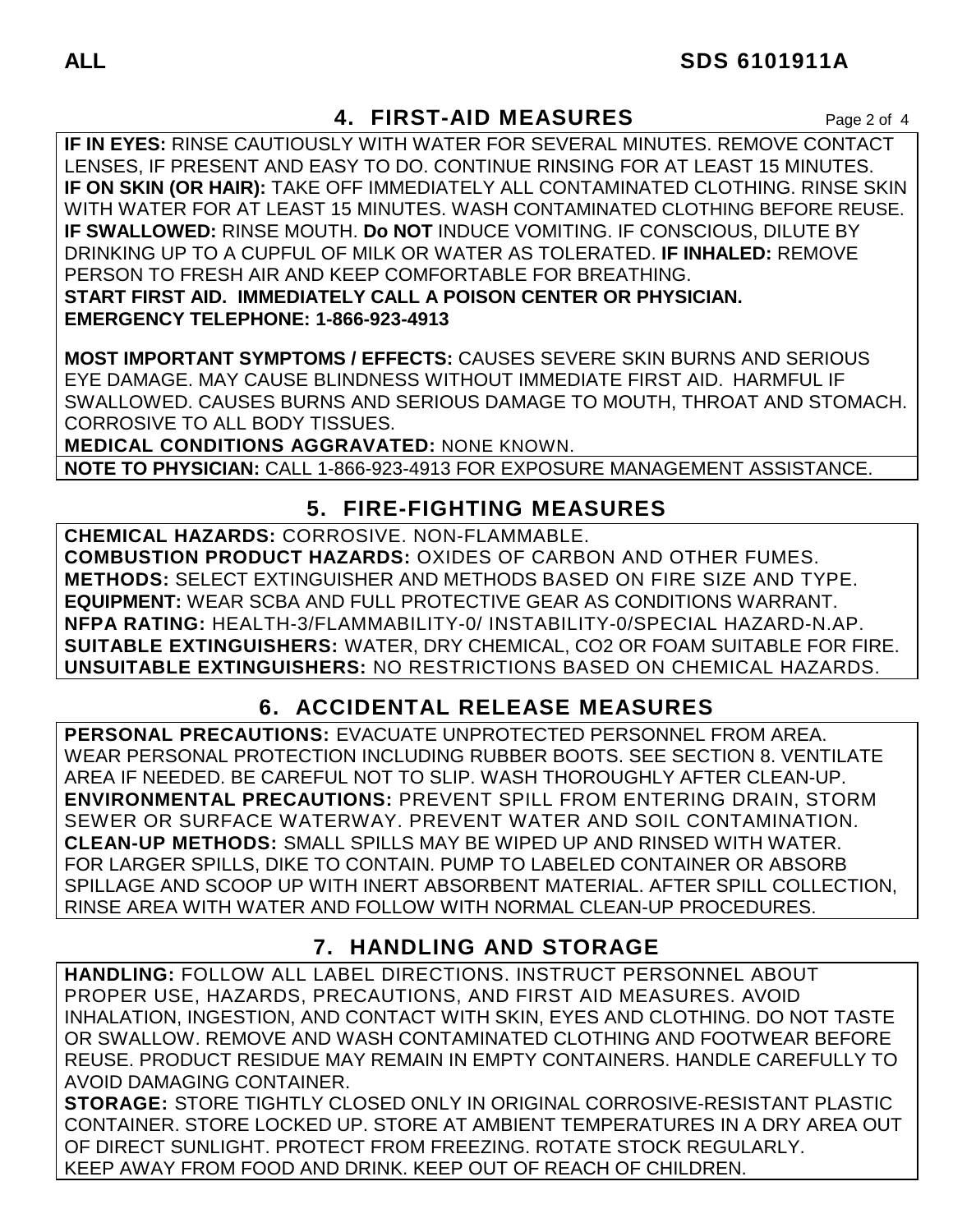## 4. FIRST-AID MEASURES

**IF IN EYES:** RINSE CAUTIOUSLY WITH WATER FOR SEVERAL MINUTES. REMOVE CONTACT LENSES, IF PRESENT AND EASY TO DO. CONTINUE RINSING FOR AT LEAST 15 MINUTES. **IF ON SKIN (OR HAIR):** TAKE OFF IMMEDIATELY ALL CONTAMINATED CLOTHING. RINSE SKIN WITH WATER FOR AT LEAST 15 MINUTES. WASH CONTAMINATED CLOTHING BEFORE REUSE. **IF SWALLOWED:** RINSE MOUTH. **Do NOT** INDUCE VOMITING. IF CONSCIOUS, DILUTE BY DRINKING UP TO A CUPFUL OF MILK OR WATER AS TOLERATED. **IF INHALED:** REMOVE PERSON TO FRESH AIR AND KEEP COMFORTABLE FOR BREATHING.
**START FIRST AID. IMMEDIATELY CALL A POISON CENTER OR PHYSICIAN.**
**EMERGENCY TELEPHONE: 1-866-923-4913**

**MOST IMPORTANT SYMPTOMS / EFFECTS:** CAUSES SEVERE SKIN BURNS AND SERIOUS EYE DAMAGE. MAY CAUSE BLINDNESS WITHOUT IMMEDIATE FIRST AID. HARMFUL IF SWALLOWED. CAUSES BURNS AND SERIOUS DAMAGE TO MOUTH, THROAT AND STOMACH. CORROSIVE TO ALL BODY TISSUES.
**MEDICAL CONDITIONS AGGRAVATED:** NONE KNOWN.

**NOTE TO PHYSICIAN:** CALL 1-866-923-4913 FOR EXPOSURE MANAGEMENT ASSISTANCE.

## 5. FIRE-FIGHTING MEASURES

**CHEMICAL HAZARDS:** CORROSIVE. NON-FLAMMABLE.
**COMBUSTION PRODUCT HAZARDS:** OXIDES OF CARBON AND OTHER FUMES.
**METHODS:** SELECT EXTINGUISHER AND METHODS BASED ON FIRE SIZE AND TYPE.
**EQUIPMENT:** WEAR SCBA AND FULL PROTECTIVE GEAR AS CONDITIONS WARRANT.
**NFPA RATING:** HEALTH-3/FLAMMABILITY-0/ INSTABILITY-0/SPECIAL HAZARD-N.AP.
**SUITABLE EXTINGUISHERS:** WATER, DRY CHEMICAL, CO2 OR FOAM SUITABLE FOR FIRE.
**UNSUITABLE EXTINGUISHERS:** NO RESTRICTIONS BASED ON CHEMICAL HAZARDS.

## 6. ACCIDENTAL RELEASE MEASURES

**PERSONAL PRECAUTIONS:** EVACUATE UNPROTECTED PERSONNEL FROM AREA. WEAR PERSONAL PROTECTION INCLUDING RUBBER BOOTS. SEE SECTION 8. VENTILATE AREA IF NEEDED. BE CAREFUL NOT TO SLIP. WASH THOROUGHLY AFTER CLEAN-UP.
**ENVIRONMENTAL PRECAUTIONS:** PREVENT SPILL FROM ENTERING DRAIN, STORM SEWER OR SURFACE WATERWAY. PREVENT WATER AND SOIL CONTAMINATION.
**CLEAN-UP METHODS:** SMALL SPILLS MAY BE WIPED UP AND RINSED WITH WATER. FOR LARGER SPILLS, DIKE TO CONTAIN. PUMP TO LABELED CONTAINER OR ABSORB SPILLAGE AND SCOOP UP WITH INERT ABSORBENT MATERIAL. AFTER SPILL COLLECTION, RINSE AREA WITH WATER AND FOLLOW WITH NORMAL CLEAN-UP PROCEDURES.

## 7. HANDLING AND STORAGE

**HANDLING:** FOLLOW ALL LABEL DIRECTIONS. INSTRUCT PERSONNEL ABOUT PROPER USE, HAZARDS, PRECAUTIONS, AND FIRST AID MEASURES. AVOID INHALATION, INGESTION, AND CONTACT WITH SKIN, EYES AND CLOTHING. DO NOT TASTE OR SWALLOW. REMOVE AND WASH CONTAMINATED CLOTHING AND FOOTWEAR BEFORE REUSE. PRODUCT RESIDUE MAY REMAIN IN EMPTY CONTAINERS. HANDLE CAREFULLY TO AVOID DAMAGING CONTAINER.
**STORAGE:** STORE TIGHTLY CLOSED ONLY IN ORIGINAL CORROSIVE-RESISTANT PLASTIC CONTAINER. STORE LOCKED UP. STORE AT AMBIENT TEMPERATURES IN A DRY AREA OUT OF DIRECT SUNLIGHT. PROTECT FROM FREEZING. ROTATE STOCK REGULARLY. KEEP AWAY FROM FOOD AND DRINK. KEEP OUT OF REACH OF CHILDREN.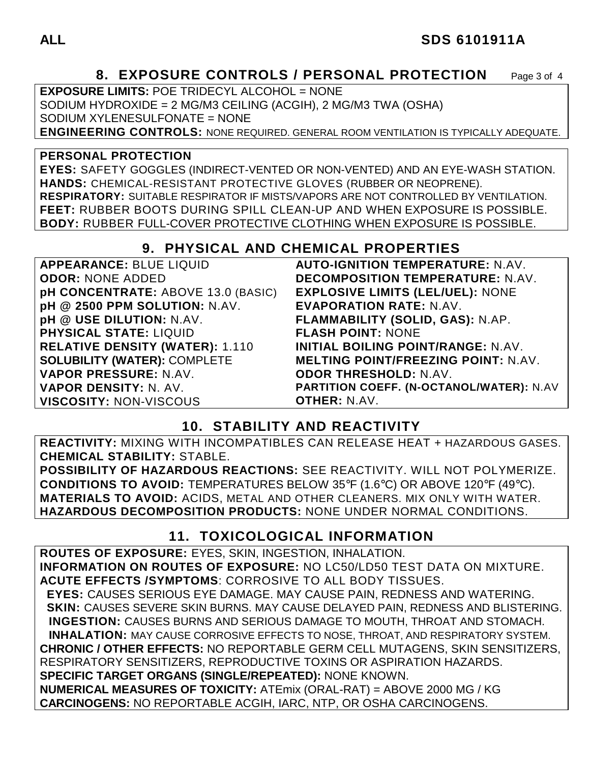## 8. EXPOSURE CONTROLS / PERSONAL PROTECTION

**EXPOSURE LIMITS:** POE TRIDECYL ALCOHOL = NONE
SODIUM HYDROXIDE = 2 MG/M3 CEILING (ACGIH), 2 MG/M3 TWA (OSHA)
SODIUM XYLENESULFONATE = NONE
**ENGINEERING CONTROLS:** NONE REQUIRED. GENERAL ROOM VENTILATION IS TYPICALLY ADEQUATE.

**PERSONAL PROTECTION**
**EYES:** SAFETY GOGGLES (INDIRECT-VENTED OR NON-VENTED) AND AN EYE-WASH STATION.
**HANDS:** CHEMICAL-RESISTANT PROTECTIVE GLOVES (RUBBER OR NEOPRENE).
**RESPIRATORY:** SUITABLE RESPIRATOR IF MISTS/VAPORS ARE NOT CONTROLLED BY VENTILATION.
**FEET:** RUBBER BOOTS DURING SPILL CLEAN-UP AND WHEN EXPOSURE IS POSSIBLE.
**BODY:** RUBBER FULL-COVER PROTECTIVE CLOTHING WHEN EXPOSURE IS POSSIBLE.

## 9. PHYSICAL AND CHEMICAL PROPERTIES

| | |
|---|---|
| **APPEARANCE:** BLUE LIQUID | **AUTO-IGNITION TEMPERATURE:** N.AV. |
| **ODOR:** NONE ADDED | **DECOMPOSITION TEMPERATURE:** N.AV. |
| **pH CONCENTRATE:** ABOVE 13.0 (BASIC) | **EXPLOSIVE LIMITS (LEL/UEL):** NONE |
| **pH @ 2500 PPM SOLUTION:** N.AV. | **EVAPORATION RATE:** N.AV. |
| **pH @ USE DILUTION:** N.AV. | **FLAMMABILITY (SOLID, GAS):** N.AP. |
| **PHYSICAL STATE:** LIQUID | **FLASH POINT:** NONE |
| **RELATIVE DENSITY (WATER):** 1.110 | **INITIAL BOILING POINT/RANGE:** N.AV. |
| **SOLUBILITY (WATER):** COMPLETE | **MELTING POINT/FREEZING POINT:** N.AV. |
| **VAPOR PRESSURE:** N.AV. | **ODOR THRESHOLD:** N.AV. |
| **VAPOR DENSITY:** N. AV. | **PARTITION COEFF. (N-OCTANOL/WATER):** N.AV |
| **VISCOSITY:** NON-VISCOUS | **OTHER:** N.AV. |

## 10. STABILITY AND REACTIVITY

**REACTIVITY:** MIXING WITH INCOMPATIBLES CAN RELEASE HEAT + HAZARDOUS GASES.
**CHEMICAL STABILITY:** STABLE.
**POSSIBILITY OF HAZARDOUS REACTIONS:** SEE REACTIVITY. WILL NOT POLYMERIZE.
**CONDITIONS TO AVOID:** TEMPERATURES BELOW 35°F (1.6°C) OR ABOVE 120°F (49°C).
**MATERIALS TO AVOID:** ACIDS, METAL AND OTHER CLEANERS. MIX ONLY WITH WATER.
**HAZARDOUS DECOMPOSITION PRODUCTS:** NONE UNDER NORMAL CONDITIONS.

## 11. TOXICOLOGICAL INFORMATION

**ROUTES OF EXPOSURE:** EYES, SKIN, INGESTION, INHALATION.
**INFORMATION ON ROUTES OF EXPOSURE:** NO LC50/LD50 TEST DATA ON MIXTURE.
**ACUTE EFFECTS /SYMPTOMS**: CORROSIVE TO ALL BODY TISSUES.
**EYES:** CAUSES SERIOUS EYE DAMAGE. MAY CAUSE PAIN, REDNESS AND WATERING.
**SKIN:** CAUSES SEVERE SKIN BURNS. MAY CAUSE DELAYED PAIN, REDNESS AND BLISTERING.
**INGESTION:** CAUSES BURNS AND SERIOUS DAMAGE TO MOUTH, THROAT AND STOMACH.
**INHALATION:** MAY CAUSE CORROSIVE EFFECTS TO NOSE, THROAT, AND RESPIRATORY SYSTEM.
**CHRONIC / OTHER EFFECTS:** NO REPORTABLE GERM CELL MUTAGENS, SKIN SENSITIZERS, RESPIRATORY SENSITIZERS, REPRODUCTIVE TOXINS OR ASPIRATION HAZARDS.
**SPECIFIC TARGET ORGANS (SINGLE/REPEATED):** NONE KNOWN.
**NUMERICAL MEASURES OF TOXICITY:** ATEmix (ORAL-RAT) = ABOVE 2000 MG / KG
**CARCINOGENS:** NO REPORTABLE ACGIH, IARC, NTP, OR OSHA CARCINOGENS.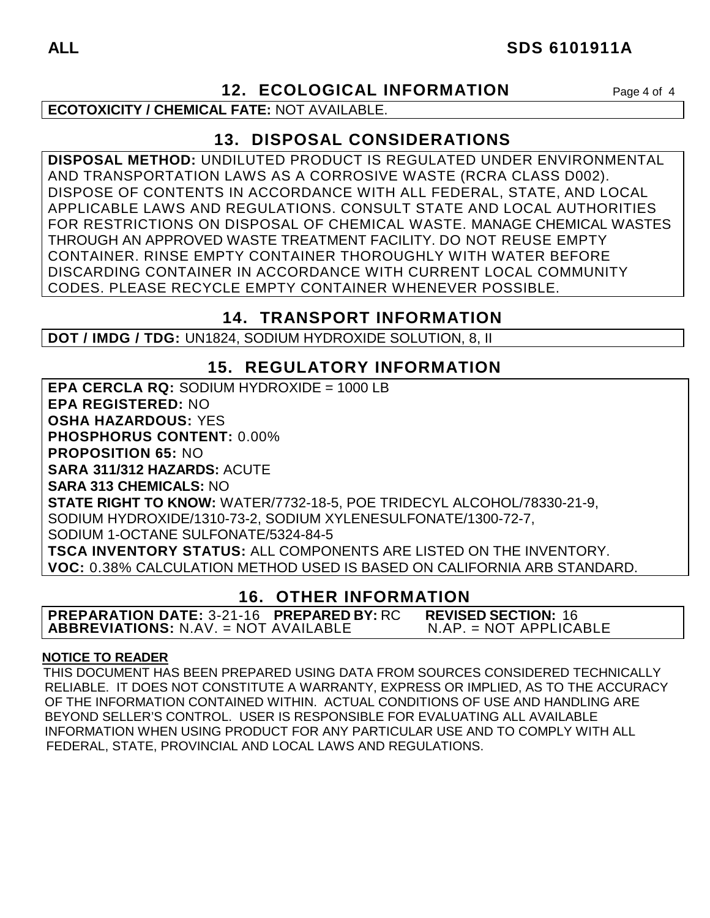## 12. ECOLOGICAL INFORMATION

**ECOTOXICITY / CHEMICAL FATE:** NOT AVAILABLE.

## 13. DISPOSAL CONSIDERATIONS

**DISPOSAL METHOD:** UNDILUTED PRODUCT IS REGULATED UNDER ENVIRONMENTAL AND TRANSPORTATION LAWS AS A CORROSIVE WASTE (RCRA CLASS D002). DISPOSE OF CONTENTS IN ACCORDANCE WITH ALL FEDERAL, STATE, AND LOCAL APPLICABLE LAWS AND REGULATIONS. CONSULT STATE AND LOCAL AUTHORITIES FOR RESTRICTIONS ON DISPOSAL OF CHEMICAL WASTE. MANAGE CHEMICAL WASTES THROUGH AN APPROVED WASTE TREATMENT FACILITY. DO NOT REUSE EMPTY CONTAINER. RINSE EMPTY CONTAINER THOROUGHLY WITH WATER BEFORE DISCARDING CONTAINER IN ACCORDANCE WITH CURRENT LOCAL COMMUNITY CODES. PLEASE RECYCLE EMPTY CONTAINER WHENEVER POSSIBLE.

## 14. TRANSPORT INFORMATION

**DOT / IMDG / TDG:** UN1824, SODIUM HYDROXIDE SOLUTION, 8, II

## 15. REGULATORY INFORMATION

**EPA CERCLA RQ:** SODIUM HYDROXIDE = 1000 LB
**EPA REGISTERED:** NO
**OSHA HAZARDOUS:** YES
**PHOSPHORUS CONTENT:** 0.00%
**PROPOSITION 65:** NO
**SARA 311/312 HAZARDS:** ACUTE
**SARA 313 CHEMICALS:** NO
**STATE RIGHT TO KNOW:** WATER/7732-18-5, POE TRIDECYL ALCOHOL/78330-21-9, SODIUM HYDROXIDE/1310-73-2, SODIUM XYLENESULFONATE/1300-72-7, SODIUM 1-OCTANE SULFONATE/5324-84-5
**TSCA INVENTORY STATUS:** ALL COMPONENTS ARE LISTED ON THE INVENTORY.
**VOC:** 0.38% CALCULATION METHOD USED IS BASED ON CALIFORNIA ARB STANDARD.

## 16. OTHER INFORMATION

**PREPARATION DATE:** 3-21-16 **PREPARED BY:** RC **REVISED SECTION:** 16
**ABBREVIATIONS:** N.AV. = NOT AVAILABLE N.AP. = NOT APPLICABLE

**NOTICE TO READER**

THIS DOCUMENT HAS BEEN PREPARED USING DATA FROM SOURCES CONSIDERED TECHNICALLY RELIABLE. IT DOES NOT CONSTITUTE A WARRANTY, EXPRESS OR IMPLIED, AS TO THE ACCURACY OF THE INFORMATION CONTAINED WITHIN. ACTUAL CONDITIONS OF USE AND HANDLING ARE BEYOND SELLER'S CONTROL. USER IS RESPONSIBLE FOR EVALUATING ALL AVAILABLE INFORMATION WHEN USING PRODUCT FOR ANY PARTICULAR USE AND TO COMPLY WITH ALL FEDERAL, STATE, PROVINCIAL AND LOCAL LAWS AND REGULATIONS.